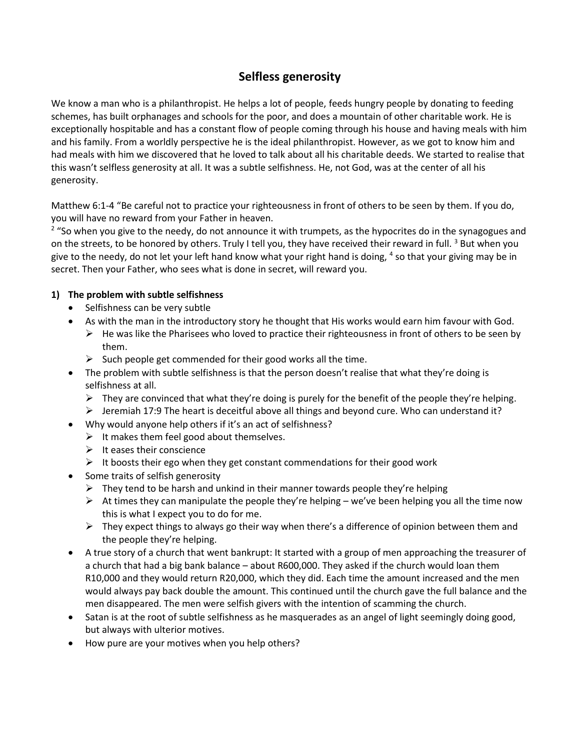# Selfless generosity

We know a man who is a philanthropist. He helps a lot of people, feeds hungry people by donating to feeding schemes, has built orphanages and schools for the poor, and does a mountain of other charitable work. He is exceptionally hospitable and has a constant flow of people coming through his house and having meals with him and his family. From a worldly perspective he is the ideal philanthropist. However, as we got to know him and had meals with him we discovered that he loved to talk about all his charitable deeds. We started to realise that this wasn't selfless generosity at all. It was a subtle selfishness. He, not God, was at the center of all his generosity.

Matthew 6:1-4 "Be careful not to practice your righteousness in front of others to be seen by them. If you do, you will have no reward from your Father in heaven.
[2] "So when you give to the needy, do not announce it with trumpets, as the hypocrites do in the synagogues and on the streets, to be honored by others. Truly I tell you, they have received their reward in full. [3] But when you give to the needy, do not let your left hand know what your right hand is doing, [4] so that your giving may be in secret. Then your Father, who sees what is done in secret, will reward you.

**1) The problem with subtle selfishness**

- Selfishness can be very subtle
- As with the man in the introductory story he thought that His works would earn him favour with God.
  - He was like the Pharisees who loved to practice their righteousness in front of others to be seen by them.
  - Such people get commended for their good works all the time.
- The problem with subtle selfishness is that the person doesn't realise that what they're doing is selfishness at all.
  - They are convinced that what they're doing is purely for the benefit of the people they're helping.
  - Jeremiah 17:9 The heart is deceitful above all things and beyond cure. Who can understand it?
- Why would anyone help others if it's an act of selfishness?
  - It makes them feel good about themselves.
  - It eases their conscience
  - It boosts their ego when they get constant commendations for their good work
- Some traits of selfish generosity
  - They tend to be harsh and unkind in their manner towards people they're helping
  - At times they can manipulate the people they're helping – we've been helping you all the time now this is what I expect you to do for me.
  - They expect things to always go their way when there's a difference of opinion between them and the people they're helping.
- A true story of a church that went bankrupt: It started with a group of men approaching the treasurer of a church that had a big bank balance – about R600,000. They asked if the church would loan them R10,000 and they would return R20,000, which they did. Each time the amount increased and the men would always pay back double the amount. This continued until the church gave the full balance and the men disappeared. The men were selfish givers with the intention of scamming the church.
- Satan is at the root of subtle selfishness as he masquerades as an angel of light seemingly doing good, but always with ulterior motives.
- How pure are your motives when you help others?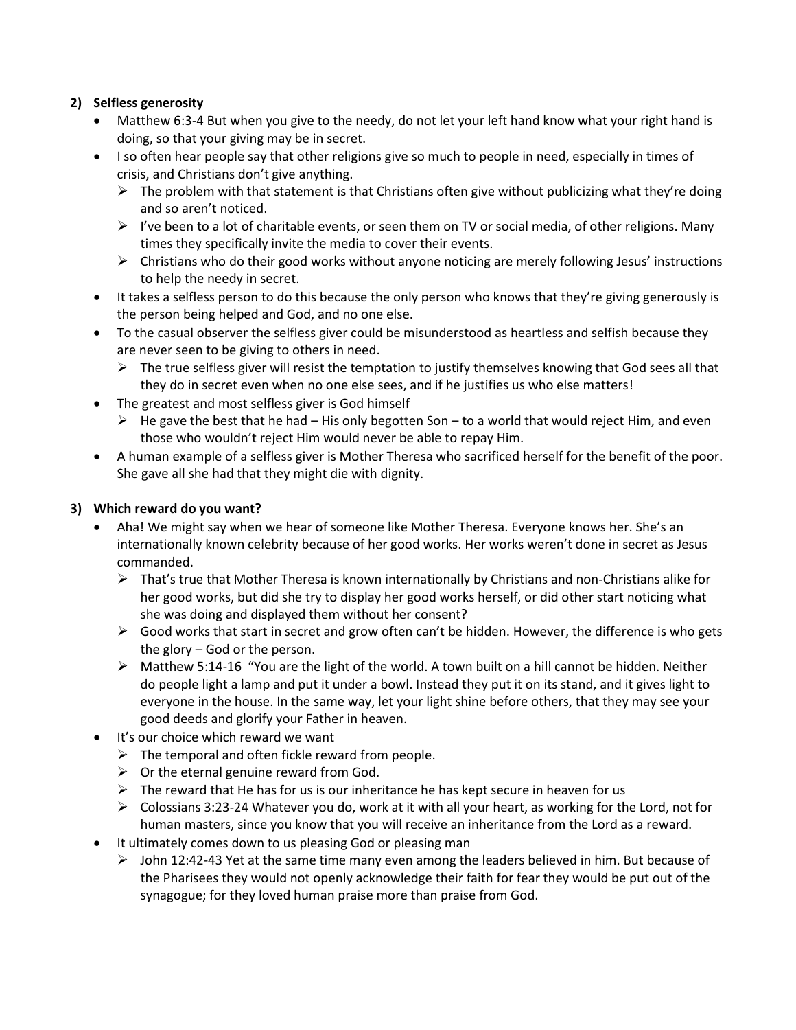**2) Selfless generosity**

- Matthew 6:3-4 But when you give to the needy, do not let your left hand know what your right hand is doing, so that your giving may be in secret.
- I so often hear people say that other religions give so much to people in need, especially in times of crisis, and Christians don't give anything.
  - The problem with that statement is that Christians often give without publicizing what they're doing and so aren't noticed.
  - I've been to a lot of charitable events, or seen them on TV or social media, of other religions. Many times they specifically invite the media to cover their events.
  - Christians who do their good works without anyone noticing are merely following Jesus' instructions to help the needy in secret.
- It takes a selfless person to do this because the only person who knows that they're giving generously is the person being helped and God, and no one else.
- To the casual observer the selfless giver could be misunderstood as heartless and selfish because they are never seen to be giving to others in need.
  - The true selfless giver will resist the temptation to justify themselves knowing that God sees all that they do in secret even when no one else sees, and if he justifies us who else matters!
- The greatest and most selfless giver is God himself
  - He gave the best that he had – His only begotten Son – to a world that would reject Him, and even those who wouldn't reject Him would never be able to repay Him.
- A human example of a selfless giver is Mother Theresa who sacrificed herself for the benefit of the poor. She gave all she had that they might die with dignity.

**3) Which reward do you want?**

- Aha! We might say when we hear of someone like Mother Theresa. Everyone knows her. She's an internationally known celebrity because of her good works. Her works weren't done in secret as Jesus commanded.
  - That's true that Mother Theresa is known internationally by Christians and non-Christians alike for her good works, but did she try to display her good works herself, or did other start noticing what she was doing and displayed them without her consent?
  - Good works that start in secret and grow often can't be hidden. However, the difference is who gets the glory – God or the person.
  - Matthew 5:14-16 "You are the light of the world. A town built on a hill cannot be hidden. Neither do people light a lamp and put it under a bowl. Instead they put it on its stand, and it gives light to everyone in the house. In the same way, let your light shine before others, that they may see your good deeds and glorify your Father in heaven.
- It's our choice which reward we want
  - The temporal and often fickle reward from people.
  - Or the eternal genuine reward from God.
  - The reward that He has for us is our inheritance he has kept secure in heaven for us
  - Colossians 3:23-24 Whatever you do, work at it with all your heart, as working for the Lord, not for human masters, since you know that you will receive an inheritance from the Lord as a reward.
- It ultimately comes down to us pleasing God or pleasing man
  - John 12:42-43 Yet at the same time many even among the leaders believed in him. But because of the Pharisees they would not openly acknowledge their faith for fear they would be put out of the synagogue; for they loved human praise more than praise from God.